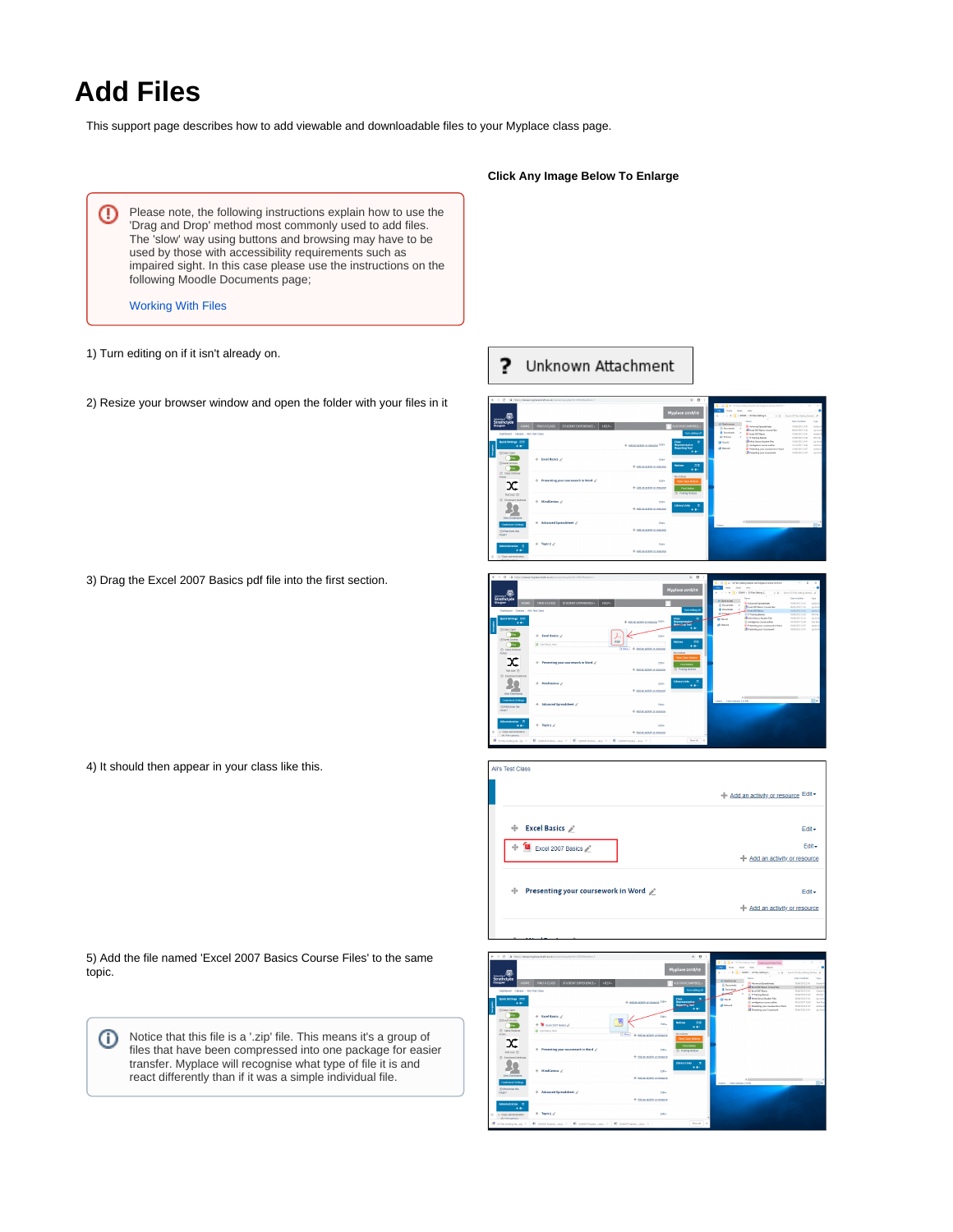# Add Files

This support page describes how to add viewable and downloadable files to your Myplace class page.

**Click Any Image Below To Enlarge**

> Please note, the following instructions explain how to use the 'Drag and Drop' method most commonly used to add files. The 'slow' way using buttons and browsing may have to be used by those with accessibility requirements such as impaired sight. In this case please use the instructions on the following Moodle Documents page;
>
> Working With Files

Unknown Attachment

1) Turn editing on if it isn't already on.

2) Resize your browser window and open the folder with your files in it

3) Drag the Excel 2007 Basics pdf file into the first section.

4) It should then appear in your class like this.

5) Add the file named 'Excel 2007 Basics Course Files' to the same topic.

> Notice that this file is a '.zip' file. This means it's a group of files that have been compressed into one package for easier transfer. Myplace will recognise what type of file it is and react differently than if it was a simple individual file.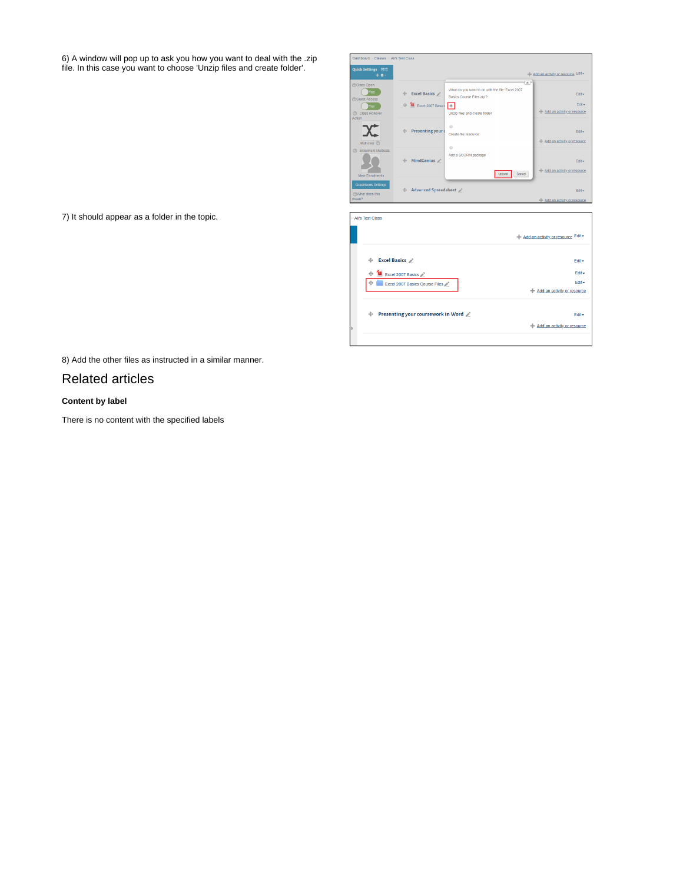6) A window will pop up to ask you how you want to deal with the .zip file. In this case you want to choose 'Unzip files and create folder'.

7) It should appear as a folder in the topic.

8) Add the other files as instructed in a similar manner.

## Related articles

**Content by label**

There is no content with the specified labels